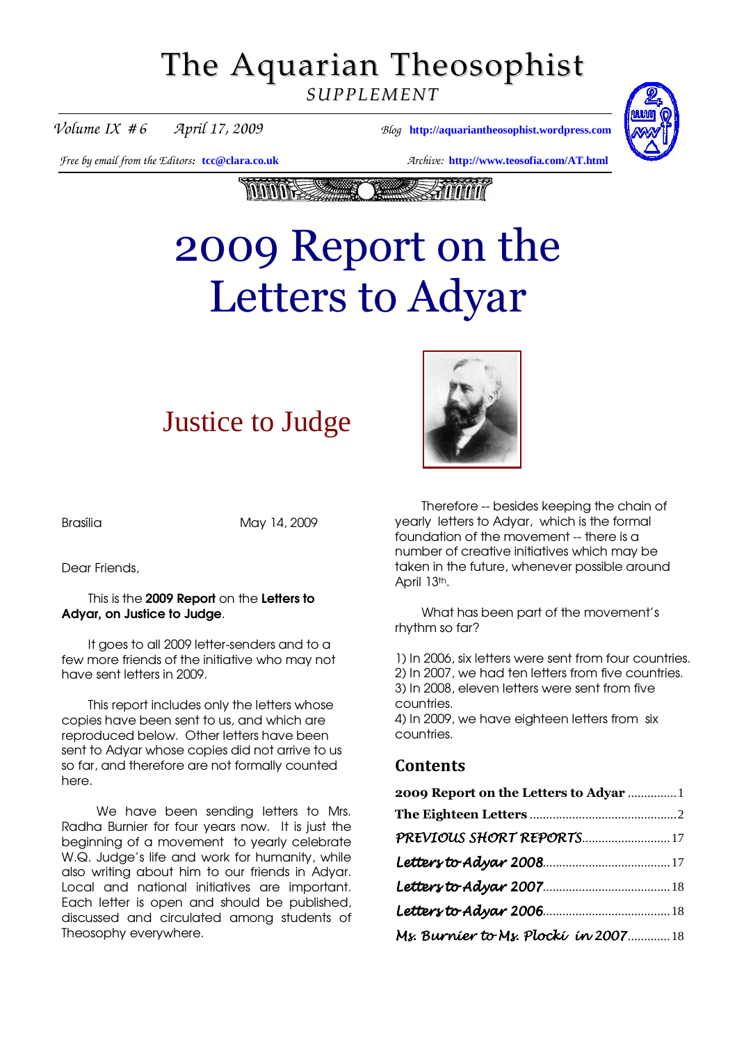# The Aquarian Theosophist

*SUPPLEMENT*

*Volume IX # 6 April 17, 2009* *Blog* **http://aquariantheosophist.wordpress.com**

*Free by email from the Editors:* **tcc@clara.co.uk** *Archive:* **http://www.teosofia.com/AT.html**

# 2009 Report on the Letters to Adyar

## Justice to Judge

Brasília May 14, 2009

Dear Friends,

This is the **2009 Report** on the **Letters to Adyar, on Justice to Judge**.

It goes to all 2009 letter-senders and to a few more friends of the initiative who may not have sent letters in 2009.

This report includes only the letters whose copies have been sent to us, and which are reproduced below. Other letters have been sent to Adyar whose copies did not arrive to us so far, and therefore are not formally counted here.

We have been sending letters to Mrs. Radha Burnier for four years now. It is just the beginning of a movement to yearly celebrate W.Q. Judge's life and work for humanity, while also writing about him to our friends in Adyar. Local and national initiatives are important. Each letter is open and should be published, discussed and circulated among students of Theosophy everywhere.

Therefore -- besides keeping the chain of yearly letters to Adyar, which is the formal foundation of the movement -- there is a number of creative initiatives which may be taken in the future, whenever possible around April 13th.

What has been part of the movement's rhythm so far?

1) In 2006, six letters were sent from four countries.
2) In 2007, we had ten letters from five countries.
3) In 2008, eleven letters were sent from five countries.
4) In 2009, we have eighteen letters from six countries.

### Contents

**2009 Report on the Letters to Adyar** ............... 1
**The Eighteen Letters** ............................................ 2
*PREVIOUS SHORT REPORTS* ........................... 17
*Letters to Adyar 2008* ....................................... 17
*Letters to Adyar 2007* ....................................... 18
*Letters to Adyar 2006* ....................................... 18
*Ms. Burnier to Ms. Plocki in 2007* ............. 18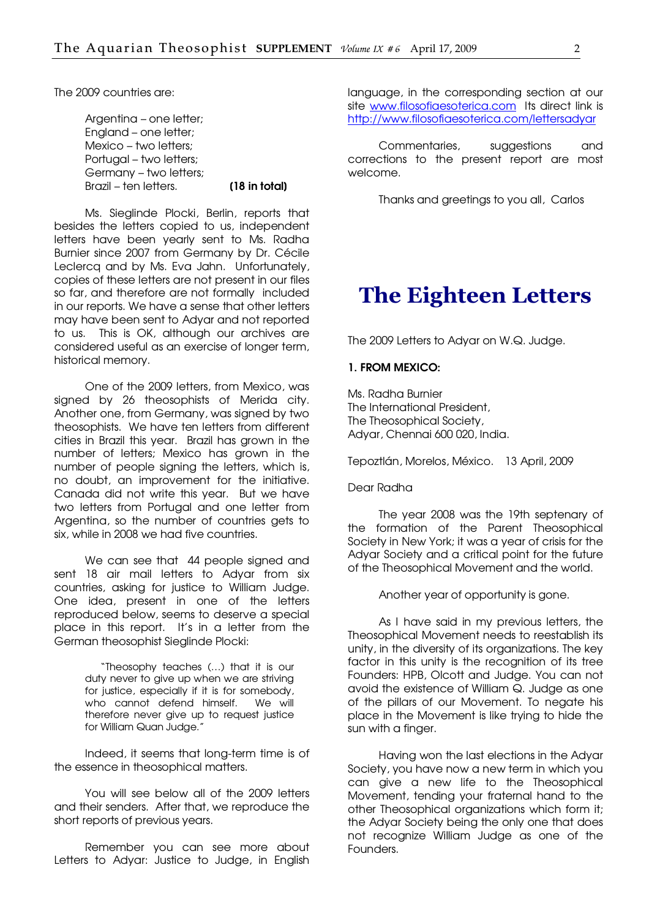The 2009 countries are:

> Argentina – one letter;
> England – one letter;
> Mexico – two letters;
> Portugal – two letters;
> Germany – two letters;
> Brazil – ten letters. **(18 in total)**

Ms. Sieglinde Plocki, Berlin, reports that besides the letters copied to us, independent letters have been yearly sent to Ms. Radha Burnier since 2007 from Germany by Dr. Cécile Leclercq and by Ms. Eva Jahn. Unfortunately, copies of these letters are not present in our files so far, and therefore are not formally included in our reports. We have a sense that other letters may have been sent to Adyar and not reported to us. This is OK, although our archives are considered useful as an exercise of longer term, historical memory.

One of the 2009 letters, from Mexico, was signed by 26 theosophists of Merida city. Another one, from Germany, was signed by two theosophists. We have ten letters from different cities in Brazil this year. Brazil has grown in the number of letters; Mexico has grown in the number of people signing the letters, which is, no doubt, an improvement for the initiative. Canada did not write this year. But we have two letters from Portugal and one letter from Argentina, so the number of countries gets to six, while in 2008 we had five countries.

We can see that 44 people signed and sent 18 air mail letters to Adyar from six countries, asking for justice to William Judge. One idea, present in one of the letters reproduced below, seems to deserve a special place in this report. It's in a letter from the German theosophist Sieglinde Plocki:

> "Theosophy teaches (...) that it is our duty never to give up when we are striving for justice, especially if it is for somebody, who cannot defend himself. We will therefore never give up to request justice for William Quan Judge."

Indeed, it seems that long-term time is of the essence in theosophical matters.

You will see below all of the 2009 letters and their senders. After that, we reproduce the short reports of previous years.

Remember you can see more about Letters to Adyar: Justice to Judge, in English language, in the corresponding section at our site www.filosofiaesoterica.com Its direct link is http://www.filosofiaesoterica.com/lettersadyar

Commentaries, suggestions and corrections to the present report are most welcome.

Thanks and greetings to you all, Carlos

# The Eighteen Letters

The 2009 Letters to Adyar on W.Q. Judge.

**1. FROM MEXICO:**

Ms. Radha Burnier
The International President,
The Theosophical Society,
Adyar, Chennai 600 020, India.

Tepoztlán, Morelos, México. 13 April, 2009

Dear Radha

The year 2008 was the 19th septenary of the formation of the Parent Theosophical Society in New York; it was a year of crisis for the Adyar Society and a critical point for the future of the Theosophical Movement and the world.

Another year of opportunity is gone.

As I have said in my previous letters, the Theosophical Movement needs to reestablish its unity, in the diversity of its organizations. The key factor in this unity is the recognition of its tree Founders: HPB, Olcott and Judge. You can not avoid the existence of William Q. Judge as one of the pillars of our Movement. To negate his place in the Movement is like trying to hide the sun with a finger.

Having won the last elections in the Adyar Society, you have now a new term in which you can give a new life to the Theosophical Movement, tending your fraternal hand to the other Theosophical organizations which form it; the Adyar Society being the only one that does not recognize William Judge as one of the Founders.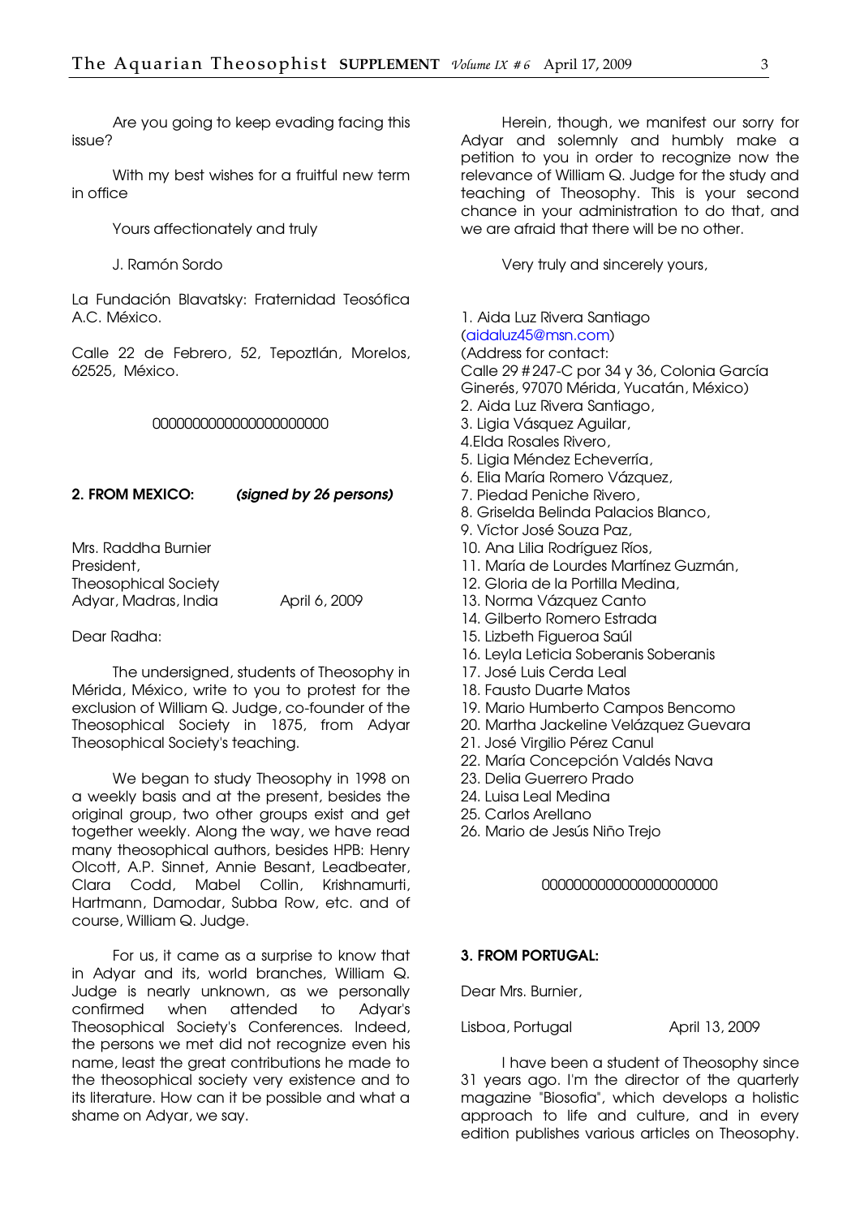Are you going to keep evading facing this issue?

With my best wishes for a fruitful new term in office

Yours affectionately and truly

J. Ramón Sordo

La Fundación Blavatsky: Fraternidad Teosófica A.C. México.

Calle 22 de Febrero, 52, Tepoztlán, Morelos, 62525, México.

0000000000000000000000

**2. FROM MEXICO:** ***(signed by 26 persons)***

Mrs. Raddha Burnier
President,
Theosophical Society
Adyar, Madras, India

April 6, 2009

Dear Radha:

The undersigned, students of Theosophy in Mérida, México, write to you to protest for the exclusion of William Q. Judge, co-founder of the Theosophical Society in 1875, from Adyar Theosophical Society's teaching.

We began to study Theosophy in 1998 on a weekly basis and at the present, besides the original group, two other groups exist and get together weekly. Along the way, we have read many theosophical authors, besides HPB: Henry Olcott, A.P. Sinnet, Annie Besant, Leadbeater, Clara Codd, Mabel Collin, Krishnamurti, Hartmann, Damodar, Subba Row, etc. and of course, William Q. Judge.

For us, it came as a surprise to know that in Adyar and its, world branches, William Q. Judge is nearly unknown, as we personally confirmed when attended to Adyar's Theosophical Society's Conferences. Indeed, the persons we met did not recognize even his name, least the great contributions he made to the theosophical society very existence and to its literature. How can it be possible and what a shame on Adyar, we say.

Herein, though, we manifest our sorry for Adyar and solemnly and humbly make a petition to you in order to recognize now the relevance of William Q. Judge for the study and teaching of Theosophy. This is your second chance in your administration to do that, and we are afraid that there will be no other.

Very truly and sincerely yours,

1. Aida Luz Rivera Santiago (aidaluz45@msn.com)
(Address for contact:
Calle 29 #247-C por 34 y 36, Colonia García Ginerés, 97070 Mérida, Yucatán, México)
2. Aida Luz Rivera Santiago,
3. Ligia Vásquez Aguilar,
4. Elda Rosales Rivero,
5. Ligia Méndez Echeverría,
6. Elia María Romero Vázquez,
7. Piedad Peniche Rivero,
8. Griselda Belinda Palacios Blanco,
9. Víctor José Souza Paz,
10. Ana Lilia Rodríguez Ríos,
11. María de Lourdes Martínez Guzmán,
12. Gloria de la Portilla Medina,
13. Norma Vázquez Canto
14. Gilberto Romero Estrada
15. Lizbeth Figueroa Saúl
16. Leyla Leticia Soberanis Soberanis
17. José Luis Cerda Leal
18. Fausto Duarte Matos
19. Mario Humberto Campos Bencomo
20. Martha Jackeline Velázquez Guevara
21. José Virgilio Pérez Canul
22. María Concepción Valdés Nava
23. Delia Guerrero Prado
24. Luisa Leal Medina
25. Carlos Arellano
26. Mario de Jesús Niño Trejo

0000000000000000000000

**3. FROM PORTUGAL:**

Dear Mrs. Burnier,

Lisboa, Portugal

April 13, 2009

I have been a student of Theosophy since 31 years ago. I'm the director of the quarterly magazine "Biosofia", which develops a holistic approach to life and culture, and in every edition publishes various articles on Theosophy.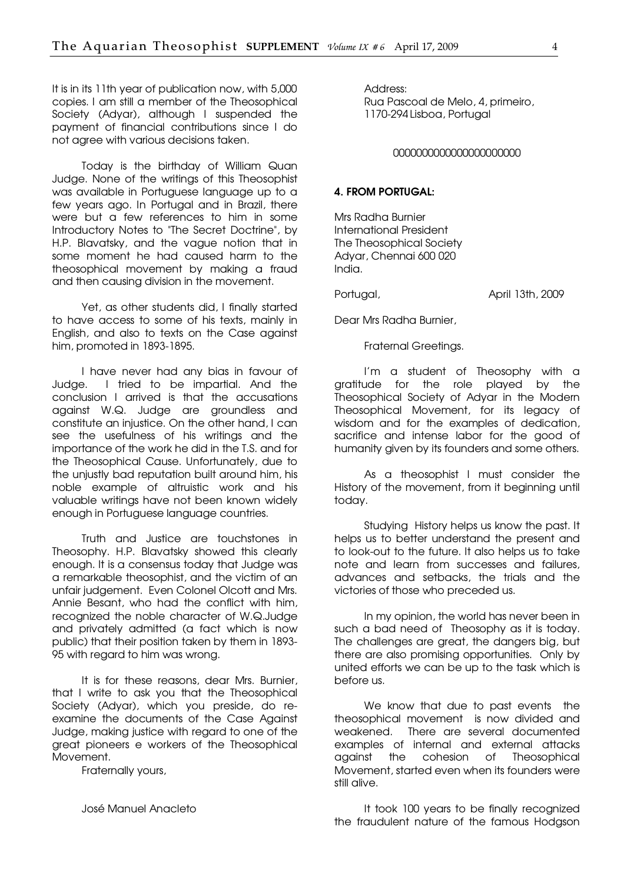It is in its 11th year of publication now, with 5,000 copies. I am still a member of the Theosophical Society (Adyar), although I suspended the payment of financial contributions since I do not agree with various decisions taken.

Today is the birthday of William Quan Judge. None of the writings of this Theosophist was available in Portuguese language up to a few years ago. In Portugal and in Brazil, there were but a few references to him in some Introductory Notes to "The Secret Doctrine", by H.P. Blavatsky, and the vague notion that in some moment he had caused harm to the theosophical movement by making a fraud and then causing division in the movement.

Yet, as other students did, I finally started to have access to some of his texts, mainly in English, and also to texts on the Case against him, promoted in 1893-1895.

I have never had any bias in favour of Judge. I tried to be impartial. And the conclusion I arrived is that the accusations against W.Q. Judge are groundless and constitute an injustice. On the other hand, I can see the usefulness of his writings and the importance of the work he did in the T.S. and for the Theosophical Cause. Unfortunately, due to the unjustly bad reputation built around him, his noble example of altruistic work and his valuable writings have not been known widely enough in Portuguese language countries.

Truth and Justice are touchstones in Theosophy. H.P. Blavatsky showed this clearly enough. It is a consensus today that Judge was a remarkable theosophist, and the victim of an unfair judgement. Even Colonel Olcott and Mrs. Annie Besant, who had the conflict with him, recognized the noble character of W.Q.Judge and privately admitted (a fact which is now public) that their position taken by them in 1893-95 with regard to him was wrong.

It is for these reasons, dear Mrs. Burnier, that I write to ask you that the Theosophical Society (Adyar), which you preside, do re-examine the documents of the Case Against Judge, making justice with regard to one of the great pioneers e workers of the Theosophical Movement.

Fraternally yours,

José Manuel Anacleto

Address:
Rua Pascoal de Melo, 4, primeiro,
1170-294 Lisboa, Portugal

000000000000000000000

#### 4. FROM PORTUGAL:

Mrs Radha Burnier
International President
The Theosophical Society
Adyar, Chennai 600 020
India.

Portugal, April 13th, 2009

Dear Mrs Radha Burnier,

Fraternal Greetings.

I'm a student of Theosophy with a gratitude for the role played by the Theosophical Society of Adyar in the Modern Theosophical Movement, for its legacy of wisdom and for the examples of dedication, sacrifice and intense labor for the good of humanity given by its founders and some others.

As a theosophist I must consider the History of the movement, from it beginning until today.

Studying History helps us know the past. It helps us to better understand the present and to look-out to the future. It also helps us to take note and learn from successes and failures, advances and setbacks, the trials and the victories of those who preceded us.

In my opinion, the world has never been in such a bad need of Theosophy as it is today. The challenges are great, the dangers big, but there are also promising opportunities. Only by united efforts we can be up to the task which is before us.

We know that due to past events the theosophical movement is now divided and weakened. There are several documented examples of internal and external attacks against the cohesion of Theosophical Movement, started even when its founders were still alive.

It took 100 years to be finally recognized the fraudulent nature of the famous Hodgson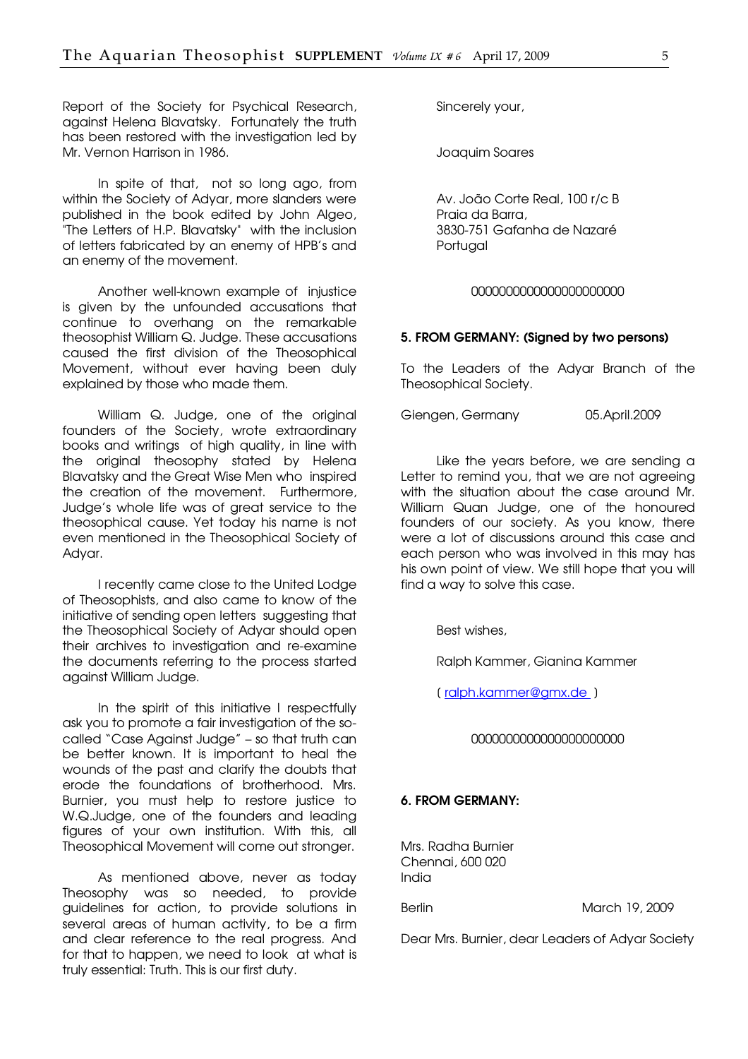Report of the Society for Psychical Research, against Helena Blavatsky. Fortunately the truth has been restored with the investigation led by Mr. Vernon Harrison in 1986.

In spite of that, not so long ago, from within the Society of Adyar, more slanders were published in the book edited by John Algeo, "The Letters of H.P. Blavatsky" with the inclusion of letters fabricated by an enemy of HPB's and an enemy of the movement.

Another well-known example of injustice is given by the unfounded accusations that continue to overhang on the remarkable theosophist William Q. Judge. These accusations caused the first division of the Theosophical Movement, without ever having been duly explained by those who made them.

William Q. Judge, one of the original founders of the Society, wrote extraordinary books and writings of high quality, in line with the original theosophy stated by Helena Blavatsky and the Great Wise Men who inspired the creation of the movement. Furthermore, Judge's whole life was of great service to the theosophical cause. Yet today his name is not even mentioned in the Theosophical Society of Adyar.

I recently came close to the United Lodge of Theosophists, and also came to know of the initiative of sending open letters suggesting that the Theosophical Society of Adyar should open their archives to investigation and re-examine the documents referring to the process started against William Judge.

In the spirit of this initiative I respectfully ask you to promote a fair investigation of the so-called "Case Against Judge" – so that truth can be better known. It is important to heal the wounds of the past and clarify the doubts that erode the foundations of brotherhood. Mrs. Burnier, you must help to restore justice to W.Q.Judge, one of the founders and leading figures of your own institution. With this, all Theosophical Movement will come out stronger.

As mentioned above, never as today Theosophy was so needed, to provide guidelines for action, to provide solutions in several areas of human activity, to be a firm and clear reference to the real progress. And for that to happen, we need to look at what is truly essential: Truth. This is our first duty.

Sincerely your,

Joaquim Soares

Av. João Corte Real, 100 r/c B
Praia da Barra,
3830-751 Gafanha de Nazaré
Portugal

0000000000000000000000

**5. FROM GERMANY: (Signed by two persons)**

To the Leaders of the Adyar Branch of the Theosophical Society.

Giengen, Germany 05.April.2009

Like the years before, we are sending a Letter to remind you, that we are not agreeing with the situation about the case around Mr. William Quan Judge, one of the honoured founders of our society. As you know, there were a lot of discussions around this case and each person who was involved in this may has his own point of view. We still hope that you will find a way to solve this case.

Best wishes,

Ralph Kammer, Gianina Kammer

( ralph.kammer@gmx.de )

0000000000000000000000

**6. FROM GERMANY:**

Mrs. Radha Burnier
Chennai, 600 020
India

Berlin March 19, 2009

Dear Mrs. Burnier, dear Leaders of Adyar Society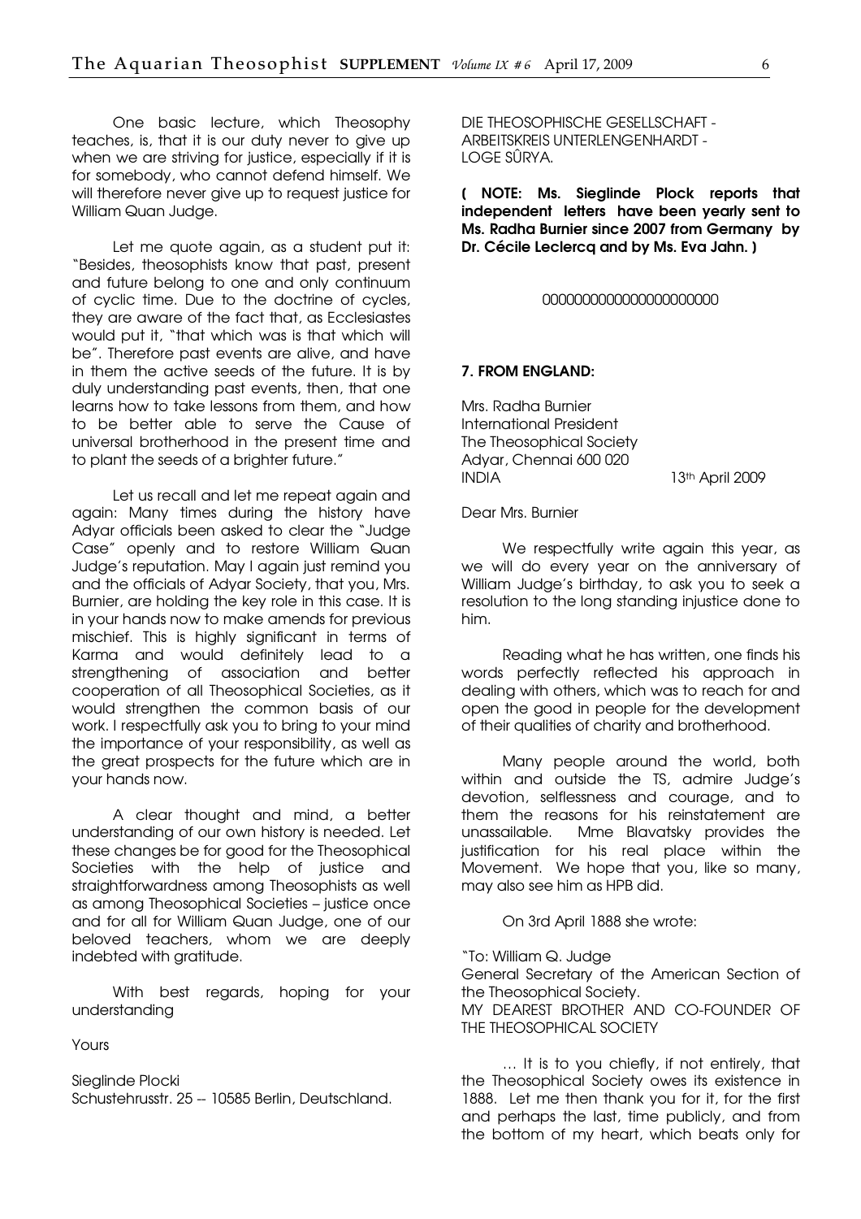One basic lecture, which Theosophy teaches, is, that it is our duty never to give up when we are striving for justice, especially if it is for somebody, who cannot defend himself. We will therefore never give up to request justice for William Quan Judge.

Let me quote again, as a student put it: "Besides, theosophists know that past, present and future belong to one and only continuum of cyclic time. Due to the doctrine of cycles, they are aware of the fact that, as Ecclesiastes would put it, "that which was is that which will be". Therefore past events are alive, and have in them the active seeds of the future. It is by duly understanding past events, then, that one learns how to take lessons from them, and how to be better able to serve the Cause of universal brotherhood in the present time and to plant the seeds of a brighter future."

Let us recall and let me repeat again and again: Many times during the history have Adyar officials been asked to clear the "Judge Case" openly and to restore William Quan Judge's reputation. May I again just remind you and the officials of Adyar Society, that you, Mrs. Burnier, are holding the key role in this case. It is in your hands now to make amends for previous mischief. This is highly significant in terms of Karma and would definitely lead to a strengthening of association and better cooperation of all Theosophical Societies, as it would strengthen the common basis of our work. I respectfully ask you to bring to your mind the importance of your responsibility, as well as the great prospects for the future which are in your hands now.

A clear thought and mind, a better understanding of our own history is needed. Let these changes be for good for the Theosophical Societies with the help of justice and straightforwardness among Theosophists as well as among Theosophical Societies – justice once and for all for William Quan Judge, one of our beloved teachers, whom we are deeply indebted with gratitude.

With best regards, hoping for your understanding

Yours

Sieglinde Plocki
Schustehrusstr. 25 -- 10585 Berlin, Deutschland.

DIE THEOSOPHISCHE GESELLSCHAFT - ARBEITSKREIS UNTERLENGENHARDT - LOGE SÛRYA.

**( NOTE: Ms. Sieglinde Plock reports that independent letters have been yearly sent to Ms. Radha Burnier since 2007 from Germany by Dr. Cécile Leclercq and by Ms. Eva Jahn. )**

000000000000000000000

**7. FROM ENGLAND:**

Mrs. Radha Burnier
International President
The Theosophical Society
Adyar, Chennai 600 020
INDIA

13th April 2009

Dear Mrs. Burnier

We respectfully write again this year, as we will do every year on the anniversary of William Judge's birthday, to ask you to seek a resolution to the long standing injustice done to him.

Reading what he has written, one finds his words perfectly reflected his approach in dealing with others, which was to reach for and open the good in people for the development of their qualities of charity and brotherhood.

Many people around the world, both within and outside the TS, admire Judge's devotion, selflessness and courage, and to them the reasons for his reinstatement are unassailable. Mme Blavatsky provides the justification for his real place within the Movement. We hope that you, like so many, may also see him as HPB did.

On 3rd April 1888 she wrote:

"To: William Q. Judge
General Secretary of the American Section of the Theosophical Society.
MY DEAREST BROTHER AND CO-FOUNDER OF THE THEOSOPHICAL SOCIETY

… It is to you chiefly, if not entirely, that the Theosophical Society owes its existence in 1888. Let me then thank you for it, for the first and perhaps the last, time publicly, and from the bottom of my heart, which beats only for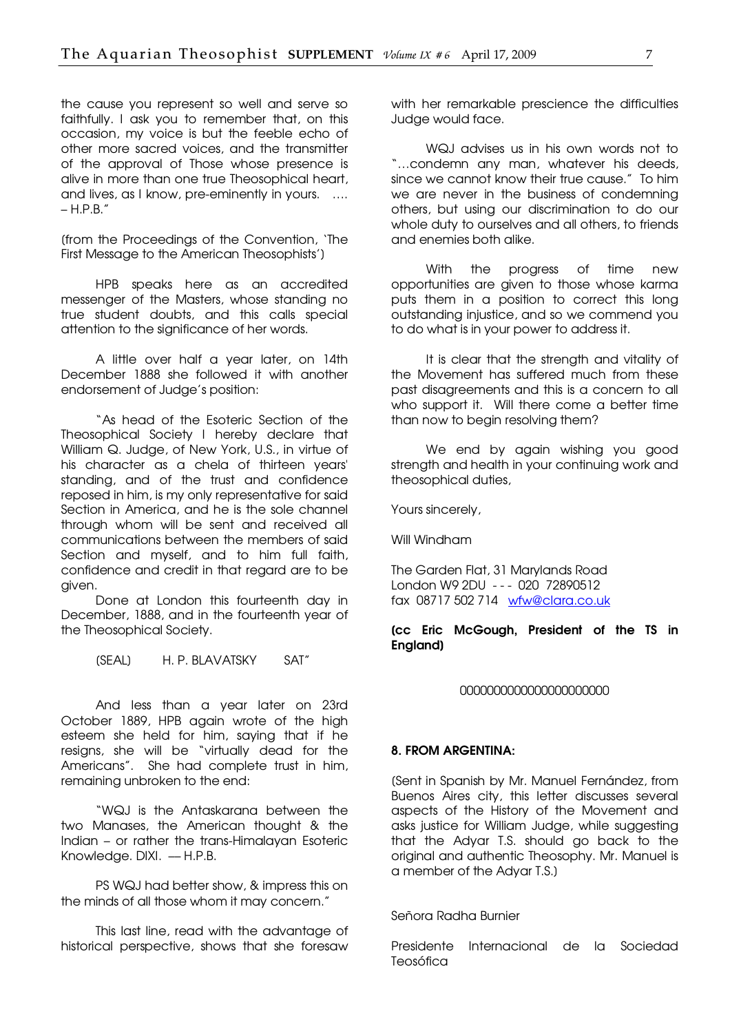the cause you represent so well and serve so faithfully. I ask you to remember that, on this occasion, my voice is but the feeble echo of other more sacred voices, and the transmitter of the approval of Those whose presence is alive in more than one true Theosophical heart, and lives, as I know, pre-eminently in yours. .... – H.P.B."

(from the Proceedings of the Convention, 'The First Message to the American Theosophists')

HPB speaks here as an accredited messenger of the Masters, whose standing no true student doubts, and this calls special attention to the significance of her words.

A little over half a year later, on 14th December 1888 she followed it with another endorsement of Judge's position:

"As head of the Esoteric Section of the Theosophical Society I hereby declare that William Q. Judge, of New York, U.S., in virtue of his character as a chela of thirteen years' standing, and of the trust and confidence reposed in him, is my only representative for said Section in America, and he is the sole channel through whom will be sent and received all communications between the members of said Section and myself, and to him full faith, confidence and credit in that regard are to be given.

Done at London this fourteenth day in December, 1888, and in the fourteenth year of the Theosophical Society.

(SEAL) H. P. BLAVATSKY SAT"

And less than a year later on 23rd October 1889, HPB again wrote of the high esteem she held for him, saying that if he resigns, she will be "virtually dead for the Americans". She had complete trust in him, remaining unbroken to the end:

"WQJ is the Antaskarana between the two Manases, the American thought & the Indian – or rather the trans-Himalayan Esoteric Knowledge. DIXI. — H.P.B.

PS WQJ had better show, & impress this on the minds of all those whom it may concern."

This last line, read with the advantage of historical perspective, shows that she foresaw with her remarkable prescience the difficulties Judge would face.

WQJ advises us in his own words not to "…condemn any man, whatever his deeds, since we cannot know their true cause." To him we are never in the business of condemning others, but using our discrimination to do our whole duty to ourselves and all others, to friends and enemies both alike.

With the progress of time new opportunities are given to those whose karma puts them in a position to correct this long outstanding injustice, and so we commend you to do what is in your power to address it.

It is clear that the strength and vitality of the Movement has suffered much from these past disagreements and this is a concern to all who support it. Will there come a better time than now to begin resolving them?

We end by again wishing you good strength and health in your continuing work and theosophical duties,

Yours sincerely,

Will Windham

The Garden Flat, 31 Marylands Road
London W9 2DU - - - 020 72890512
fax 08717 502 714 wfw@clara.co.uk

**(cc Eric McGough, President of the TS in England)**

0000000000000000000000

**8. FROM ARGENTINA:**

(Sent in Spanish by Mr. Manuel Fernández, from Buenos Aires city, this letter discusses several aspects of the History of the Movement and asks justice for William Judge, while suggesting that the Adyar T.S. should go back to the original and authentic Theosophy. Mr. Manuel is a member of the Adyar T.S.)

Señora Radha Burnier

Presidente Internacional de la Sociedad Teosófica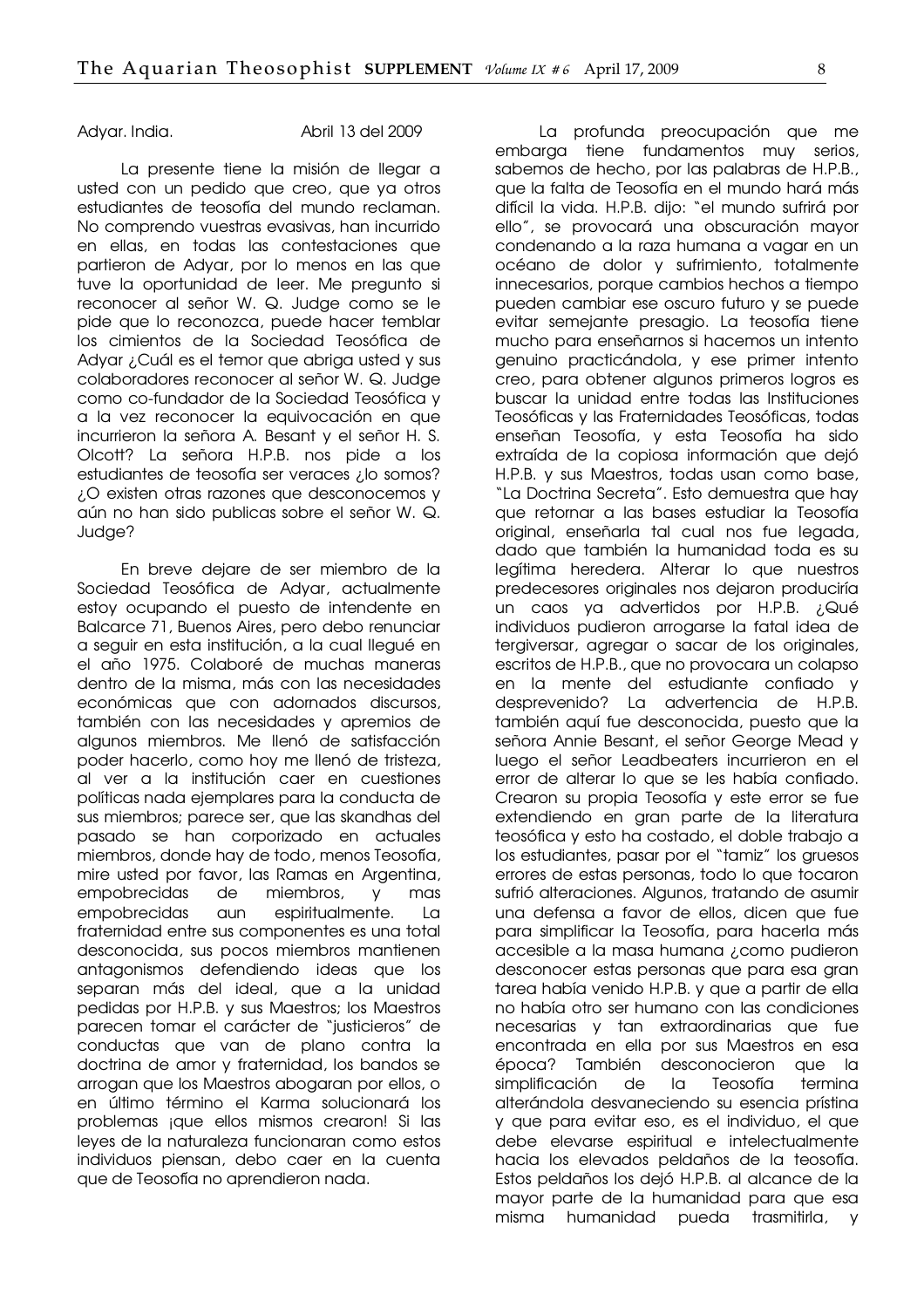Adyar. India. Abril 13 del 2009

La presente tiene la misión de llegar a usted con un pedido que creo, que ya otros estudiantes de teosofía del mundo reclaman. No comprendo vuestras evasivas, han incurrido en ellas, en todas las contestaciones que partieron de Adyar, por lo menos en las que tuve la oportunidad de leer. Me pregunto si reconocer al señor W. Q. Judge como se le pide que lo reconozca, puede hacer temblar los cimientos de la Sociedad Teosófica de Adyar ¿Cuál es el temor que abriga usted y sus colaboradores reconocer al señor W. Q. Judge como co-fundador de la Sociedad Teosófica y a la vez reconocer la equivocación en que incurrieron la señora A. Besant y el señor H. S. Olcott? La señora H.P.B. nos pide a los estudiantes de teosofía ser veraces ¿lo somos? ¿O existen otras razones que desconocemos y aún no han sido publicas sobre el señor W. Q. Judge?

En breve dejare de ser miembro de la Sociedad Teosófica de Adyar, actualmente estoy ocupando el puesto de intendente en Balcarce 71, Buenos Aires, pero debo renunciar a seguir en esta institución, a la cual llegué en el año 1975. Colaboré de muchas maneras dentro de la misma, más con las necesidades económicas que con adornados discursos, también con las necesidades y apremios de algunos miembros. Me llenó de satisfacción poder hacerlo, como hoy me llenó de tristeza, al ver a la institución caer en cuestiones políticas nada ejemplares para la conducta de sus miembros; parece ser, que las skandhas del pasado se han corporizado en actuales miembros, donde hay de todo, menos Teosofía, mire usted por favor, las Ramas en Argentina, empobrecidas de miembros, y mas empobrecidas aun espiritualmente. La fraternidad entre sus componentes es una total desconocida, sus pocos miembros mantienen antagonismos defendiendo ideas que los separan más del ideal, que a la unidad pedidas por H.P.B. y sus Maestros; los Maestros parecen tomar el carácter de "justicieros" de conductas que van de plano contra la doctrina de amor y fraternidad, los bandos se arrogan que los Maestros abogaran por ellos, o en último término el Karma solucionará los problemas ¡que ellos mismos crearon! Si las leyes de la naturaleza funcionaran como estos individuos piensan, debo caer en la cuenta que de Teosofía no aprendieron nada.

La profunda preocupación que me embarga tiene fundamentos muy serios, sabemos de hecho, por las palabras de H.P.B., que la falta de Teosofía en el mundo hará más difícil la vida. H.P.B. dijo: "el mundo sufrirá por ello", se provocará una obscuración mayor condenando a la raza humana a vagar en un océano de dolor y sufrimiento, totalmente innecesarios, porque cambios hechos a tiempo pueden cambiar ese oscuro futuro y se puede evitar semejante presagio. La teosofía tiene mucho para enseñarnos si hacemos un intento genuino practicándola, y ese primer intento creo, para obtener algunos primeros logros es buscar la unidad entre todas las Instituciones Teosóficas y las Fraternidades Teosóficas, todas enseñan Teosofía, y esta Teosofía ha sido extraída de la copiosa información que dejó H.P.B. y sus Maestros, todas usan como base, "La Doctrina Secreta". Esto demuestra que hay que retornar a las bases estudiar la Teosofía original, enseñarla tal cual nos fue legada, dado que también la humanidad toda es su legítima heredera. Alterar lo que nuestros predecesores originales nos dejaron produciría un caos ya advertidos por H.P.B. ¿Qué individuos pudieron arrogarse la fatal idea de tergiversar, agregar o sacar de los originales, escritos de H.P.B., que no provocara un colapso en la mente del estudiante confiado y desprevenido? La advertencia de H.P.B. también aquí fue desconocida, puesto que la señora Annie Besant, el señor George Mead y luego el señor Leadbeaters incurrieron en el error de alterar lo que se les había confiado. Crearon su propia Teosofía y este error se fue extendiendo en gran parte de la literatura teosófica y esto ha costado, el doble trabajo a los estudiantes, pasar por el "tamiz" los gruesos errores de estas personas, todo lo que tocaron sufrió alteraciones. Algunos, tratando de asumir una defensa a favor de ellos, dicen que fue para simplificar la Teosofía, para hacerla más accesible a la masa humana ¿como pudieron desconocer estas personas que para esa gran tarea había venido H.P.B. y que a partir de ella no había otro ser humano con las condiciones necesarias y tan extraordinarias que fue encontrada en ella por sus Maestros en esa época? También desconocieron que la simplificación de la Teosofía termina alterándola desvaneciendo su esencia prístina y que para evitar eso, es el individuo, el que debe elevarse espiritual e intelectualmente hacia los elevados peldaños de la teosofía. Estos peldaños los dejó H.P.B. al alcance de la mayor parte de la humanidad para que esa misma humanidad pueda trasmitirla, y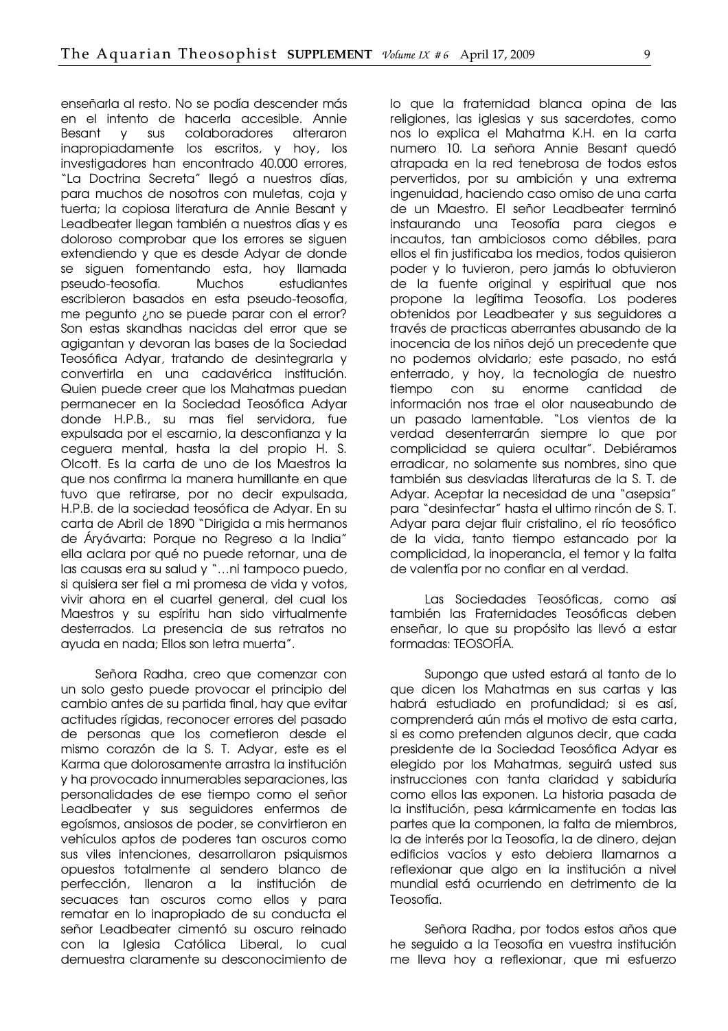enseñarla al resto. No se podía descender más en el intento de hacerla accesible. Annie Besant y sus colaboradores alteraron inapropiadamente los escritos, y hoy, los investigadores han encontrado 40.000 errores, "La Doctrina Secreta" llegó a nuestros días, para muchos de nosotros con muletas, coja y tuerta; la copiosa literatura de Annie Besant y Leadbeater llegan también a nuestros días y es doloroso comprobar que los errores se siguen extendiendo y que es desde Adyar de donde se siguen fomentando esta, hoy llamada pseudo-teosofía. Muchos estudiantes escribieron basados en esta pseudo-teosofía, me pegunto ¿no se puede parar con el error? Son estas skandhas nacidas del error que se agigantan y devoran las bases de la Sociedad Teosófica Adyar, tratando de desintegrarla y convertirla en una cadavérica institución. Quien puede creer que los Mahatmas puedan permanecer en la Sociedad Teosófica Adyar donde H.P.B., su mas fiel servidora, fue expulsada por el escarnio, la desconfianza y la ceguera mental, hasta la del propio H. S. Olcott. Es la carta de uno de los Maestros la que nos confirma la manera humillante en que tuvo que retirarse, por no decir expulsada, H.P.B. de la sociedad teosófica de Adyar. En su carta de Abril de 1890 "Dirigida a mis hermanos de Áryávarta: Porque no Regreso a la India" ella aclara por qué no puede retornar, una de las causas era su salud y "…ni tampoco puedo, si quisiera ser fiel a mi promesa de vida y votos, vivir ahora en el cuartel general, del cual los Maestros y su espíritu han sido virtualmente desterrados. La presencia de sus retratos no ayuda en nada; Ellos son letra muerta".

Señora Radha, creo que comenzar con un solo gesto puede provocar el principio del cambio antes de su partida final, hay que evitar actitudes rígidas, reconocer errores del pasado de personas que los cometieron desde el mismo corazón de la S. T. Adyar, este es el Karma que dolorosamente arrastra la institución y ha provocado innumerables separaciones, las personalidades de ese tiempo como el señor Leadbeater y sus seguidores enfermos de egoísmos, ansiosos de poder, se convirtieron en vehículos aptos de poderes tan oscuros como sus viles intenciones, desarrollaron psiquismos opuestos totalmente al sendero blanco de perfección, llenaron a la institución de secuaces tan oscuros como ellos y para rematar en lo inapropiado de su conducta el señor Leadbeater cimentó su oscuro reinado con la Iglesia Católica Liberal, lo cual demuestra claramente su desconocimiento de lo que la fraternidad blanca opina de las religiones, las iglesias y sus sacerdotes, como nos lo explica el Mahatma K.H. en la carta numero 10. La señora Annie Besant quedó atrapada en la red tenebrosa de todos estos pervertidos, por su ambición y una extrema ingenuidad, haciendo caso omiso de una carta de un Maestro. El señor Leadbeater terminó instaurando una Teosofía para ciegos e incautos, tan ambiciosos como débiles, para ellos el fin justificaba los medios, todos quisieron poder y lo tuvieron, pero jamás lo obtuvieron de la fuente original y espiritual que nos propone la legítima Teosofía. Los poderes obtenidos por Leadbeater y sus seguidores a través de practicas aberrantes abusando de la inocencia de los niños dejó un precedente que no podemos olvidarlo; este pasado, no está enterrado, y hoy, la tecnología de nuestro tiempo con su enorme cantidad de información nos trae el olor nauseabundo de un pasado lamentable. "Los vientos de la verdad desenterrarán siempre lo que por complicidad se quiera ocultar". Debiéramos erradicar, no solamente sus nombres, sino que también sus desviadas literaturas de la S. T. de Adyar. Aceptar la necesidad de una "asepsia" para "desinfectar" hasta el ultimo rincón de S. T. Adyar para dejar fluir cristalino, el río teosófico de la vida, tanto tiempo estancado por la complicidad, la inoperancia, el temor y la falta de valentía por no confiar en al verdad.

Las Sociedades Teosóficas, como así también las Fraternidades Teosóficas deben enseñar, lo que su propósito las llevó a estar formadas: TEOSOFÍA.

Supongo que usted estará al tanto de lo que dicen los Mahatmas en sus cartas y las habrá estudiado en profundidad; si es así, comprenderá aún más el motivo de esta carta, si es como pretenden algunos decir, que cada presidente de la Sociedad Teosófica Adyar es elegido por los Mahatmas, seguirá usted sus instrucciones con tanta claridad y sabiduría como ellos las exponen. La historia pasada de la institución, pesa kármicamente en todas las partes que la componen, la falta de miembros, la de interés por la Teosofía, la de dinero, dejan edificios vacíos y esto debiera llamarnos a reflexionar que algo en la institución a nivel mundial está ocurriendo en detrimento de la Teosofía.

Señora Radha, por todos estos años que he seguido a la Teosofía en vuestra institución me lleva hoy a reflexionar, que mi esfuerzo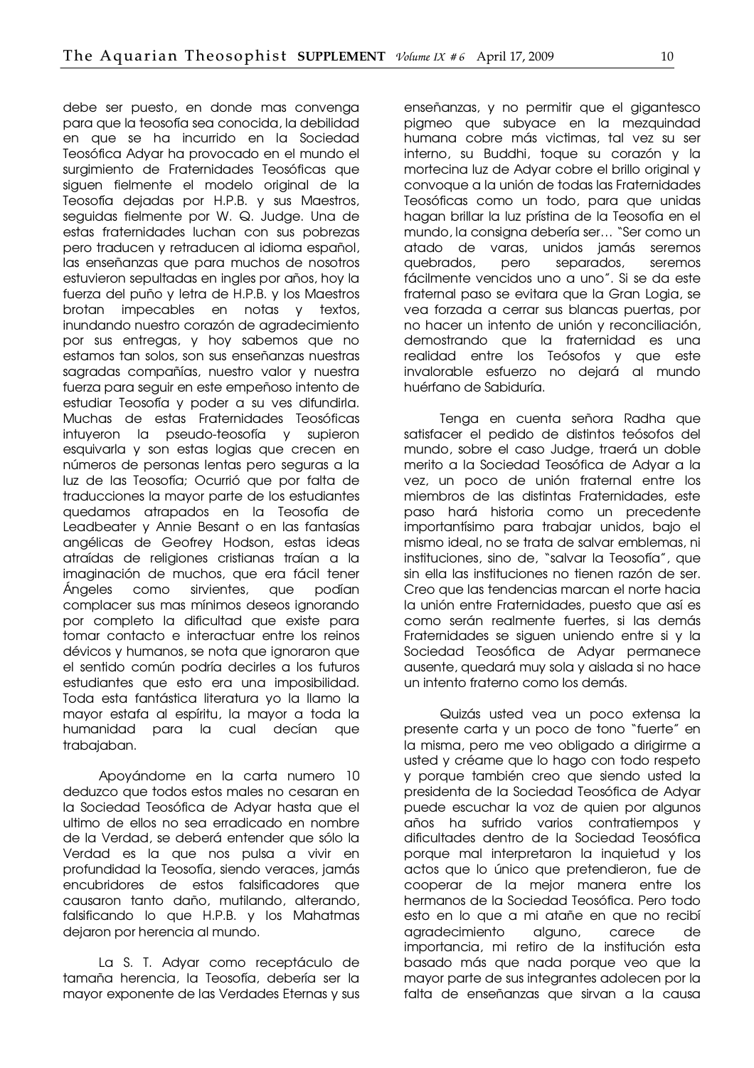debe ser puesto, en donde mas convenga para que la teosofía sea conocida, la debilidad en que se ha incurrido en la Sociedad Teosófica Adyar ha provocado en el mundo el surgimiento de Fraternidades Teosóficas que siguen fielmente el modelo original de la Teosofía dejadas por H.P.B. y sus Maestros, seguidas fielmente por W. Q. Judge. Una de estas fraternidades luchan con sus pobrezas pero traducen y retraducen al idioma español, las enseñanzas que para muchos de nosotros estuvieron sepultadas en ingles por años, hoy la fuerza del puño y letra de H.P.B. y los Maestros brotan impecables en notas y textos, inundando nuestro corazón de agradecimiento por sus entregas, y hoy sabemos que no estamos tan solos, son sus enseñanzas nuestras sagradas compañías, nuestro valor y nuestra fuerza para seguir en este empeñoso intento de estudiar Teosofía y poder a su ves difundirla. Muchas de estas Fraternidades Teosóficas intuyeron la pseudo-teosofía y supieron esquivarla y son estas logias que crecen en números de personas lentas pero seguras a la luz de las Teosofía; Ocurrió que por falta de traducciones la mayor parte de los estudiantes quedamos atrapados en la Teosofía de Leadbeater y Annie Besant o en las fantasías angélicas de Geofrey Hodson, estas ideas atraídas de religiones cristianas traían a la imaginación de muchos, que era fácil tener Ángeles como sirvientes, que podían complacer sus mas mínimos deseos ignorando por completo la dificultad que existe para tomar contacto e interactuar entre los reinos dévicos y humanos, se nota que ignoraron que el sentido común podría decirles a los futuros estudiantes que esto era una imposibilidad. Toda esta fantástica literatura yo la llamo la mayor estafa al espíritu, la mayor a toda la humanidad para la cual decían que trabajaban.

Apoyándome en la carta numero 10 deduzco que todos estos males no cesaran en la Sociedad Teosófica de Adyar hasta que el ultimo de ellos no sea erradicado en nombre de la Verdad, se deberá entender que sólo la Verdad es la que nos pulsa a vivir en profundidad la Teosofía, siendo veraces, jamás encubridores de estos falsificadores que causaron tanto daño, mutilando, alterando, falsificando lo que H.P.B. y los Mahatmas dejaron por herencia al mundo.

La S. T. Adyar como receptáculo de tamaña herencia, la Teosofía, debería ser la mayor exponente de las Verdades Eternas y sus enseñanzas, y no permitir que el gigantesco pigmeo que subyace en la mezquindad humana cobre más victimas, tal vez su ser interno, su Buddhi, toque su corazón y la mortecina luz de Adyar cobre el brillo original y convoque a la unión de todas las Fraternidades Teosóficas como un todo, para que unidas hagan brillar la luz prístina de la Teosofía en el mundo, la consigna debería ser… "Ser como un atado de varas, unidos jamás seremos quebrados, pero separados, seremos fácilmente vencidos uno a uno". Si se da este fraternal paso se evitara que la Gran Logia, se vea forzada a cerrar sus blancas puertas, por no hacer un intento de unión y reconciliación, demostrando que la fraternidad es una realidad entre los Teósofos y que este invalorable esfuerzo no dejará al mundo huérfano de Sabiduría.

Tenga en cuenta señora Radha que satisfacer el pedido de distintos teósofos del mundo, sobre el caso Judge, traerá un doble merito a la Sociedad Teosófica de Adyar a la vez, un poco de unión fraternal entre los miembros de las distintas Fraternidades, este paso hará historia como un precedente importantísimo para trabajar unidos, bajo el mismo ideal, no se trata de salvar emblemas, ni instituciones, sino de, "salvar la Teosofía", que sin ella las instituciones no tienen razón de ser. Creo que las tendencias marcan el norte hacia la unión entre Fraternidades, puesto que así es como serán realmente fuertes, si las demás Fraternidades se siguen uniendo entre si y la Sociedad Teosófica de Adyar permanece ausente, quedará muy sola y aislada si no hace un intento fraterno como los demás.

Quizás usted vea un poco extensa la presente carta y un poco de tono "fuerte" en la misma, pero me veo obligado a dirigirme a usted y créame que lo hago con todo respeto y porque también creo que siendo usted la presidenta de la Sociedad Teosófica de Adyar puede escuchar la voz de quien por algunos años ha sufrido varios contratiempos y dificultades dentro de la Sociedad Teosófica porque mal interpretaron la inquietud y los actos que lo único que pretendieron, fue de cooperar de la mejor manera entre los hermanos de la Sociedad Teosófica. Pero todo esto en lo que a mi atañe en que no recibí agradecimiento alguno, carece de importancia, mi retiro de la institución esta basado más que nada porque veo que la mayor parte de sus integrantes adolecen por la falta de enseñanzas que sirvan a la causa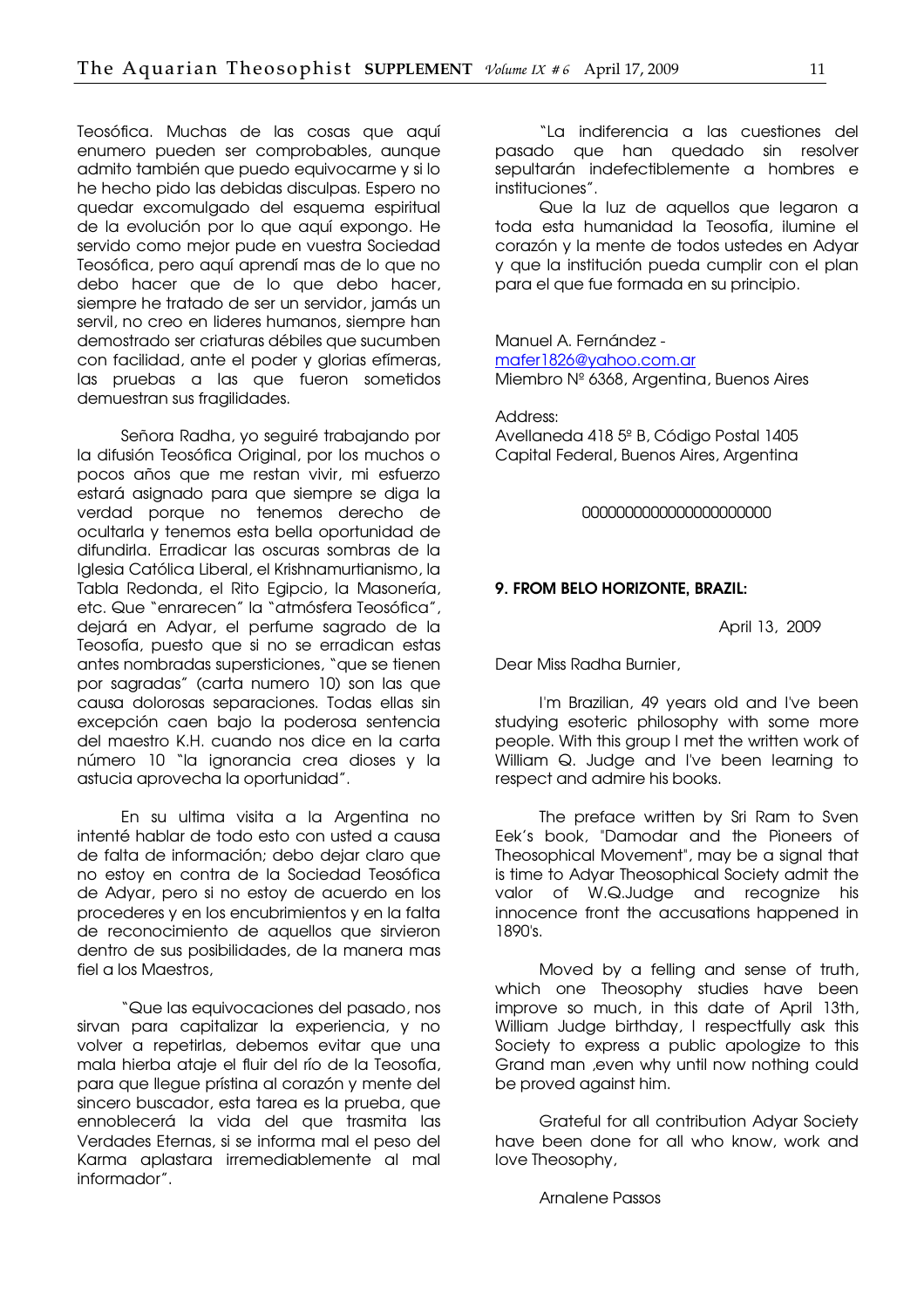Teosófica. Muchas de las cosas que aquí enumero pueden ser comprobables, aunque admito también que puedo equivocarme y si lo he hecho pido las debidas disculpas. Espero no quedar excomulgado del esquema espiritual de la evolución por lo que aquí expongo. He servido como mejor pude en vuestra Sociedad Teosófica, pero aquí aprendí mas de lo que no debo hacer que de lo que debo hacer, siempre he tratado de ser un servidor, jamás un servil, no creo en lideres humanos, siempre han demostrado ser criaturas débiles que sucumben con facilidad, ante el poder y glorias efímeras, las pruebas a las que fueron sometidos demuestran sus fragilidades.

Señora Radha, yo seguiré trabajando por la difusión Teosófica Original, por los muchos o pocos años que me restan vivir, mi esfuerzo estará asignado para que siempre se diga la verdad porque no tenemos derecho de ocultarla y tenemos esta bella oportunidad de difundirla. Erradicar las oscuras sombras de la Iglesia Católica Liberal, el Krishnamurtianismo, la Tabla Redonda, el Rito Egipcio, la Masonería, etc. Que "enrarecen" la "atmósfera Teosófica", dejará en Adyar, el perfume sagrado de la Teosofía, puesto que si no se erradican estas antes nombradas supersticiones, "que se tienen por sagradas" (carta numero 10) son las que causa dolorosas separaciones. Todas ellas sin excepción caen bajo la poderosa sentencia del maestro K.H. cuando nos dice en la carta número 10 "la ignorancia crea dioses y la astucia aprovecha la oportunidad".

En su ultima visita a la Argentina no intenté hablar de todo esto con usted a causa de falta de información; debo dejar claro que no estoy en contra de la Sociedad Teosófica de Adyar, pero si no estoy de acuerdo en los procederes y en los encubrimientos y en la falta de reconocimiento de aquellos que sirvieron dentro de sus posibilidades, de la manera mas fiel a los Maestros,

"Que las equivocaciones del pasado, nos sirvan para capitalizar la experiencia, y no volver a repetirlas, debemos evitar que una mala hierba ataje el fluir del río de la Teosofía, para que llegue prístina al corazón y mente del sincero buscador, esta tarea es la prueba, que ennoblecerá la vida del que trasmita las Verdades Eternas, si se informa mal el peso del Karma aplastara irremediablemente al mal informador".

"La indiferencia a las cuestiones del pasado que han quedado sin resolver sepultarán indefectiblemente a hombres e instituciones".

Que la luz de aquellos que legaron a toda esta humanidad la Teosofía, ilumine el corazón y la mente de todos ustedes en Adyar y que la institución pueda cumplir con el plan para el que fue formada en su principio.

Manuel A. Fernández -
mafer1826@yahoo.com.ar
Miembro Nº 6368, Argentina, Buenos Aires

Address:
Avellaneda 418 5º B, Código Postal 1405
Capital Federal, Buenos Aires, Argentina

0000000000000000000000

**9. FROM BELO HORIZONTE, BRAZIL:**

April 13, 2009

Dear Miss Radha Burnier,

I'm Brazilian, 49 years old and I've been studying esoteric philosophy with some more people. With this group I met the written work of William Q. Judge and I've been learning to respect and admire his books.

The preface written by Sri Ram to Sven Eek's book, "Damodar and the Pioneers of Theosophical Movement", may be a signal that is time to Adyar Theosophical Society admit the valor of W.Q.Judge and recognize his innocence front the accusations happened in 1890's.

Moved by a felling and sense of truth, which one Theosophy studies have been improve so much, in this date of April 13th, William Judge birthday, I respectfully ask this Society to express a public apologize to this Grand man ,even why until now nothing could be proved against him.

Grateful for all contribution Adyar Society have been done for all who know, work and love Theosophy,

Arnalene Passos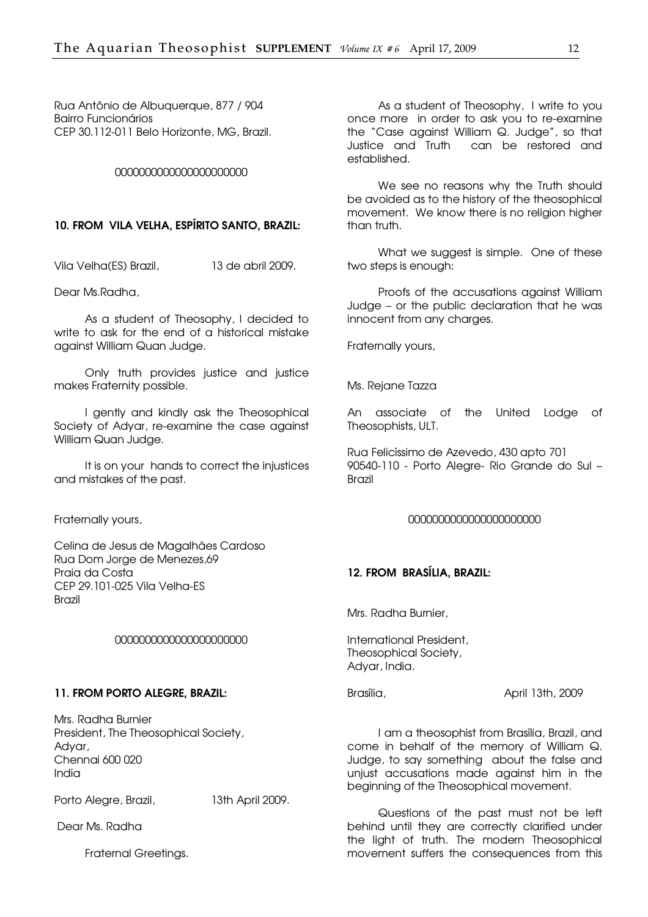Rua Antônio de Albuquerque, 877 / 904
Bairro Funcionários
CEP 30.112-011 Belo Horizonte, MG, Brazil.

0000000000000000000000

### 10. FROM VILA VELHA, ESPÍRITO SANTO, BRAZIL:

Vila Velha(ES) Brazil, 13 de abril 2009.

Dear Ms.Radha,

As a student of Theosophy, I decided to write to ask for the end of a historical mistake against William Quan Judge.

Only truth provides justice and justice makes Fraternity possible.

I gently and kindly ask the Theosophical Society of Adyar, re-examine the case against William Quan Judge.

It is on your hands to correct the injustices and mistakes of the past.

Fraternally yours,

Celina de Jesus de Magalhães Cardoso
Rua Dom Jorge de Menezes,69
Praia da Costa
CEP 29.101-025 Vila Velha-ES
Brazil

0000000000000000000000

### 11. FROM PORTO ALEGRE, BRAZIL:

Mrs. Radha Burnier
President, The Theosophical Society,
Adyar,
Chennai 600 020
India

Porto Alegre, Brazil, 13th April 2009.

Dear Ms. Radha

Fraternal Greetings.

As a student of Theosophy, I write to you once more in order to ask you to re-examine the "Case against William Q. Judge", so that Justice and Truth can be restored and established.

We see no reasons why the Truth should be avoided as to the history of the theosophical movement. We know there is no religion higher than truth.

What we suggest is simple. One of these two steps is enough:

Proofs of the accusations against William Judge – or the public declaration that he was innocent from any charges.

Fraternally yours,

Ms. Rejane Tazza

An associate of the United Lodge of Theosophists, ULT.

Rua Felicíssimo de Azevedo, 430 apto 701
90540-110 - Porto Alegre- Rio Grande do Sul – Brazil

0000000000000000000000

### 12. FROM BRASÍLIA, BRAZIL:

Mrs. Radha Burnier,

International President,
Theosophical Society,
Adyar, India.

Brasília, April 13th, 2009

I am a theosophist from Brasília, Brazil, and come in behalf of the memory of William Q. Judge, to say something about the false and unjust accusations made against him in the beginning of the Theosophical movement.

Questions of the past must not be left behind until they are correctly clarified under the light of truth. The modern Theosophical movement suffers the consequences from this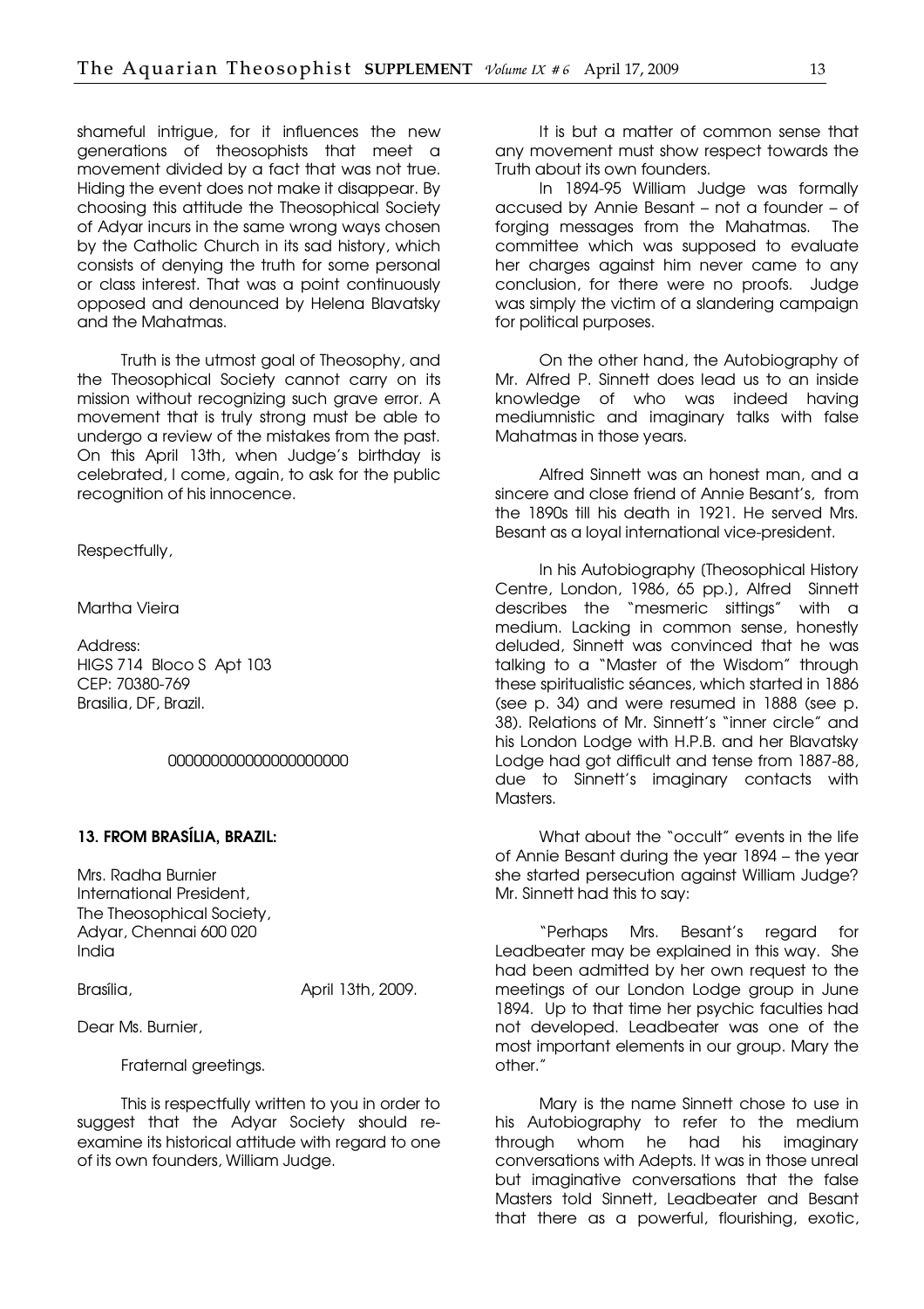shameful intrigue, for it influences the new generations of theosophists that meet a movement divided by a fact that was not true. Hiding the event does not make it disappear. By choosing this attitude the Theosophical Society of Adyar incurs in the same wrong ways chosen by the Catholic Church in its sad history, which consists of denying the truth for some personal or class interest. That was a point continuously opposed and denounced by Helena Blavatsky and the Mahatmas.

Truth is the utmost goal of Theosophy, and the Theosophical Society cannot carry on its mission without recognizing such grave error. A movement that is truly strong must be able to undergo a review of the mistakes from the past. On this April 13th, when Judge's birthday is celebrated, I come, again, to ask for the public recognition of his innocence.

Respectfully,

Martha Vieira

Address:
HIGS 714 Bloco S Apt 103
CEP: 70380-769
Brasilia, DF, Brazil.

000000000000000000000

### 13. FROM BRASÍLIA, BRAZIL:

Mrs. Radha Burnier
International President,
The Theosophical Society,
Adyar, Chennai 600 020
India

Brasília, April 13th, 2009.

Dear Ms. Burnier,

Fraternal greetings.

This is respectfully written to you in order to suggest that the Adyar Society should re-examine its historical attitude with regard to one of its own founders, William Judge.

It is but a matter of common sense that any movement must show respect towards the Truth about its own founders.

In 1894-95 William Judge was formally accused by Annie Besant – not a founder – of forging messages from the Mahatmas. The committee which was supposed to evaluate her charges against him never came to any conclusion, for there were no proofs. Judge was simply the victim of a slandering campaign for political purposes.

On the other hand, the Autobiography of Mr. Alfred P. Sinnett does lead us to an inside knowledge of who was indeed having mediumnistic and imaginary talks with false Mahatmas in those years.

Alfred Sinnett was an honest man, and a sincere and close friend of Annie Besant's, from the 1890s till his death in 1921. He served Mrs. Besant as a loyal international vice-president.

In his Autobiography (Theosophical History Centre, London, 1986, 65 pp.), Alfred Sinnett describes the "mesmeric sittings" with a medium. Lacking in common sense, honestly deluded, Sinnett was convinced that he was talking to a "Master of the Wisdom" through these spiritualistic séances, which started in 1886 (see p. 34) and were resumed in 1888 (see p. 38). Relations of Mr. Sinnett's "inner circle" and his London Lodge with H.P.B. and her Blavatsky Lodge had got difficult and tense from 1887-88, due to Sinnett's imaginary contacts with Masters.

What about the "occult" events in the life of Annie Besant during the year 1894 – the year she started persecution against William Judge? Mr. Sinnett had this to say:

"Perhaps Mrs. Besant's regard for Leadbeater may be explained in this way. She had been admitted by her own request to the meetings of our London Lodge group in June 1894. Up to that time her psychic faculties had not developed. Leadbeater was one of the most important elements in our group. Mary the other."

Mary is the name Sinnett chose to use in his Autobiography to refer to the medium through whom he had his imaginary conversations with Adepts. It was in those unreal but imaginative conversations that the false Masters told Sinnett, Leadbeater and Besant that there as a powerful, flourishing, exotic,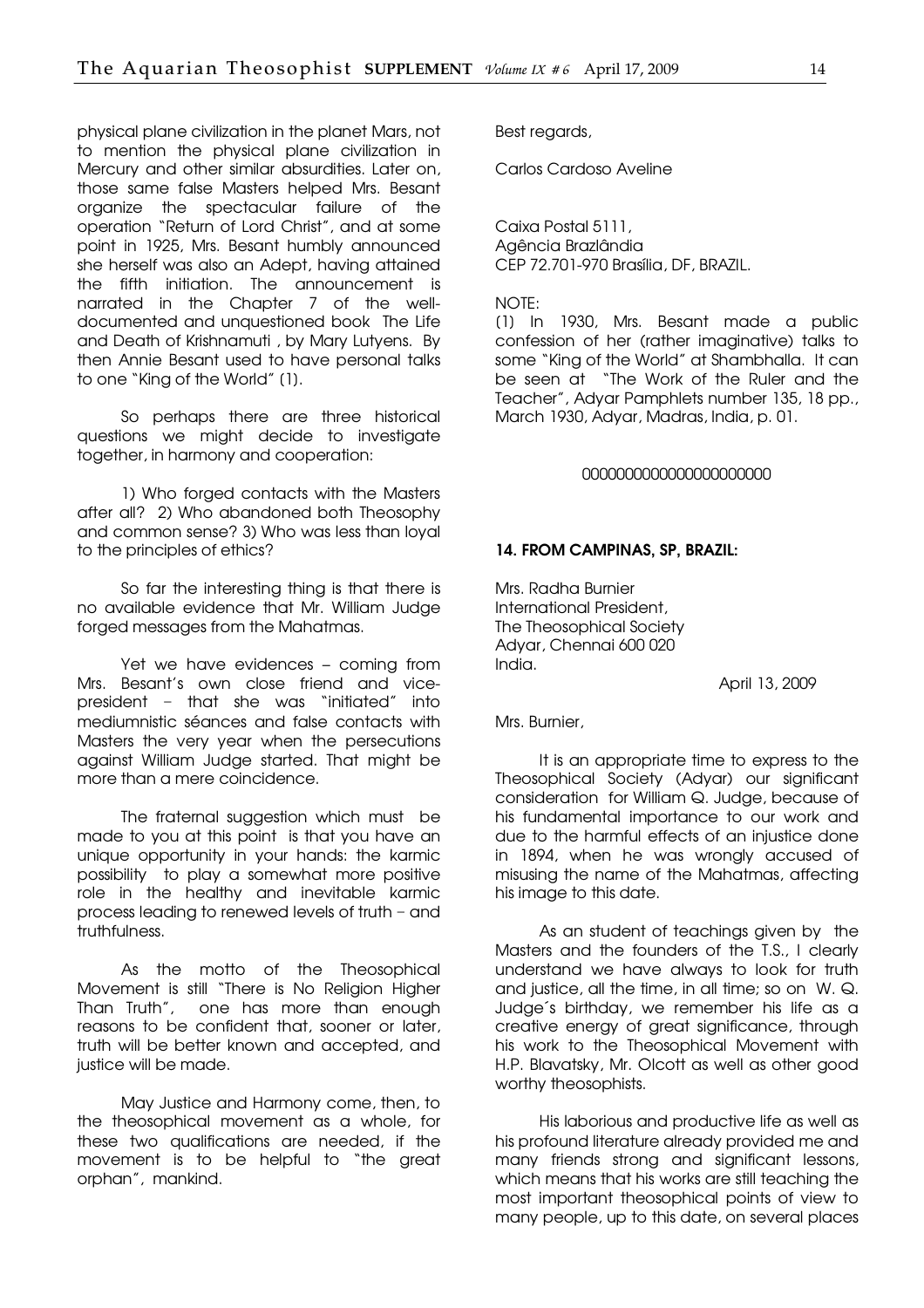physical plane civilization in the planet Mars, not to mention the physical plane civilization in Mercury and other similar absurdities. Later on, those same false Masters helped Mrs. Besant organize the spectacular failure of the operation "Return of Lord Christ", and at some point in 1925, Mrs. Besant humbly announced she herself was also an Adept, having attained the fifth initiation. The announcement is narrated in the Chapter 7 of the well-documented and unquestioned book The Life and Death of Krishnamuti , by Mary Lutyens. By then Annie Besant used to have personal talks to one "King of the World" (1).

So perhaps there are three historical questions we might decide to investigate together, in harmony and cooperation:

1) Who forged contacts with the Masters after all? 2) Who abandoned both Theosophy and common sense? 3) Who was less than loyal to the principles of ethics?

So far the interesting thing is that there is no available evidence that Mr. William Judge forged messages from the Mahatmas.

Yet we have evidences – coming from Mrs. Besant's own close friend and vice-president – that she was "initiated" into mediumnistic séances and false contacts with Masters the very year when the persecutions against William Judge started. That might be more than a mere coincidence.

The fraternal suggestion which must be made to you at this point is that you have an unique opportunity in your hands: the karmic possibility to play a somewhat more positive role in the healthy and inevitable karmic process leading to renewed levels of truth – and truthfulness.

As the motto of the Theosophical Movement is still "There is No Religion Higher Than Truth", one has more than enough reasons to be confident that, sooner or later, truth will be better known and accepted, and justice will be made.

May Justice and Harmony come, then, to the theosophical movement as a whole, for these two qualifications are needed, if the movement is to be helpful to "the great orphan", mankind.

Best regards,

Carlos Cardoso Aveline

Caixa Postal 5111,
Agência Brazlândia
CEP 72.701-970 Brasília, DF, BRAZIL.

NOTE:

(1) In 1930, Mrs. Besant made a public confession of her (rather imaginative) talks to some "King of the World" at Shambhalla. It can be seen at "The Work of the Ruler and the Teacher", Adyar Pamphlets number 135, 18 pp., March 1930, Adyar, Madras, India, p. 01.

0000000000000000000000

**14. FROM CAMPINAS, SP, BRAZIL:**

Mrs. Radha Burnier
International President,
The Theosophical Society
Adyar, Chennai 600 020
India.

April 13, 2009

Mrs. Burnier,

It is an appropriate time to express to the Theosophical Society (Adyar) our significant consideration for William Q. Judge, because of his fundamental importance to our work and due to the harmful effects of an injustice done in 1894, when he was wrongly accused of misusing the name of the Mahatmas, affecting his image to this date.

As an student of teachings given by the Masters and the founders of the T.S., I clearly understand we have always to look for truth and justice, all the time, in all time; so on W. Q. Judge´s birthday, we remember his life as a creative energy of great significance, through his work to the Theosophical Movement with H.P. Blavatsky, Mr. Olcott as well as other good worthy theosophists.

His laborious and productive life as well as his profound literature already provided me and many friends strong and significant lessons, which means that his works are still teaching the most important theosophical points of view to many people, up to this date, on several places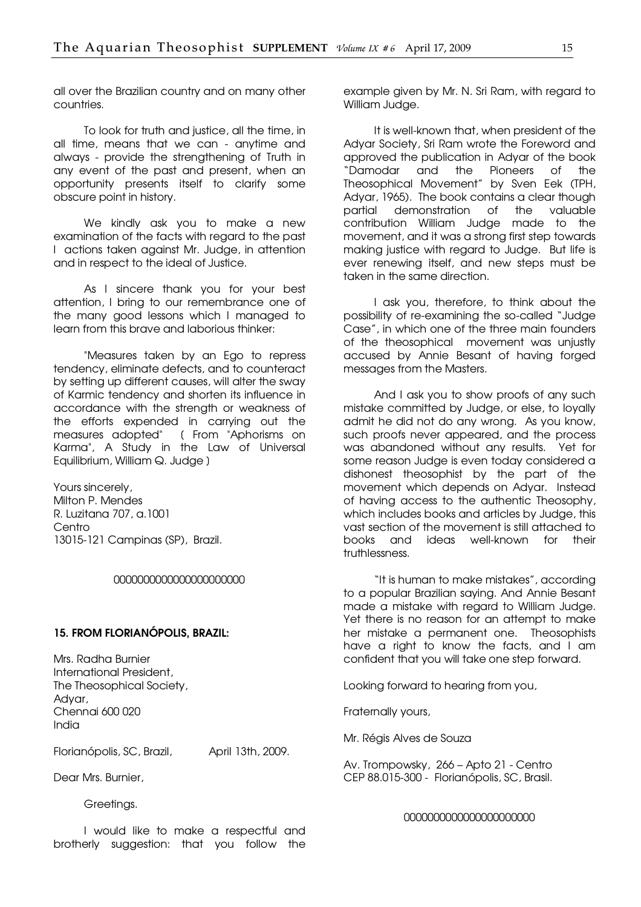all over the Brazilian country and on many other countries.

To look for truth and justice, all the time, in all time, means that we can - anytime and always - provide the strengthening of Truth in any event of the past and present, when an opportunity presents itself to clarify some obscure point in history.

We kindly ask you to make a new examination of the facts with regard to the past l actions taken against Mr. Judge, in attention and in respect to the ideal of Justice.

As I sincere thank you for your best attention, I bring to our remembrance one of the many good lessons which I managed to learn from this brave and laborious thinker:

"Measures taken by an Ego to repress tendency, eliminate defects, and to counteract by setting up different causes, will alter the sway of Karmic tendency and shorten its influence in accordance with the strength or weakness of the efforts expended in carrying out the measures adopted" ( From "Aphorisms on Karma", A Study in the Law of Universal Equilibrium, William Q. Judge )

Yours sincerely,
Milton P. Mendes
R. Luzitana 707, a.1001
Centro
13015-121 Campinas (SP), Brazil.

0000000000000000000000

### 15. FROM FLORIANÓPOLIS, BRAZIL:

Mrs. Radha Burnier
International President,
The Theosophical Society,
Adyar,
Chennai 600 020
India

Florianópolis, SC, Brazil, April 13th, 2009.

Dear Mrs. Burnier,

Greetings.

I would like to make a respectful and brotherly suggestion: that you follow the example given by Mr. N. Sri Ram, with regard to William Judge.

It is well-known that, when president of the Adyar Society, Sri Ram wrote the Foreword and approved the publication in Adyar of the book "Damodar and the Pioneers of the Theosophical Movement" by Sven Eek (TPH, Adyar, 1965). The book contains a clear though partial demonstration of the valuable contribution William Judge made to the movement, and it was a strong first step towards making justice with regard to Judge. But life is ever renewing itself, and new steps must be taken in the same direction.

I ask you, therefore, to think about the possibility of re-examining the so-called "Judge Case", in which one of the three main founders of the theosophical movement was unjustly accused by Annie Besant of having forged messages from the Masters.

And I ask you to show proofs of any such mistake committed by Judge, or else, to loyally admit he did not do any wrong. As you know, such proofs never appeared, and the process was abandoned without any results. Yet for some reason Judge is even today considered a dishonest theosophist by the part of the movement which depends on Adyar. Instead of having access to the authentic Theosophy, which includes books and articles by Judge, this vast section of the movement is still attached to books and ideas well-known for their truthlessness.

"It is human to make mistakes", according to a popular Brazilian saying. And Annie Besant made a mistake with regard to William Judge. Yet there is no reason for an attempt to make her mistake a permanent one. Theosophists have a right to know the facts, and I am confident that you will take one step forward.

Looking forward to hearing from you,

Fraternally yours,

Mr. Régis Alves de Souza

Av. Trompowsky, 266 – Apto 21 - Centro
CEP 88.015-300 - Florianópolis, SC, Brasil.

0000000000000000000000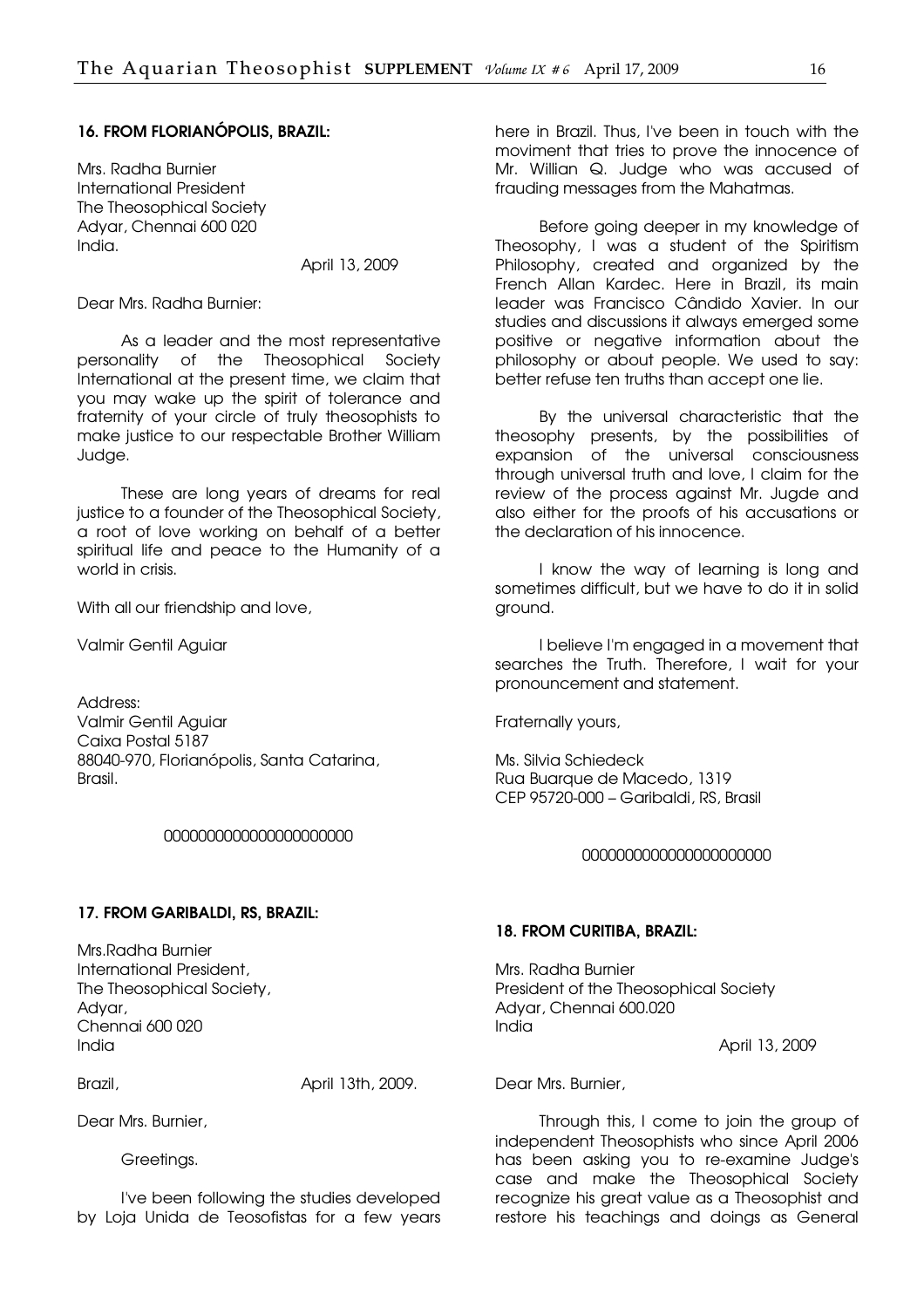### 16. FROM FLORIANÓPOLIS, BRAZIL:

Mrs. Radha Burnier
International President
The Theosophical Society
Adyar, Chennai 600 020
India.

April 13, 2009

Dear Mrs. Radha Burnier:

As a leader and the most representative personality of the Theosophical Society International at the present time, we claim that you may wake up the spirit of tolerance and fraternity of your circle of truly theosophists to make justice to our respectable Brother William Judge.

These are long years of dreams for real justice to a founder of the Theosophical Society, a root of love working on behalf of a better spiritual life and peace to the Humanity of a world in crisis.

With all our friendship and love,

Valmir Gentil Aguiar

Address:
Valmir Gentil Aguiar
Caixa Postal 5187
88040-970, Florianópolis, Santa Catarina, Brasil.

000000000000000000000

### 17. FROM GARIBALDI, RS, BRAZIL:

Mrs.Radha Burnier
International President,
The Theosophical Society,
Adyar,
Chennai 600 020
India

Brazil, April 13th, 2009.

Dear Mrs. Burnier,

Greetings.

I've been following the studies developed by Loja Unida de Teosofistas for a few years here in Brazil. Thus, I've been in touch with the moviment that tries to prove the innocence of Mr. Willian Q. Judge who was accused of frauding messages from the Mahatmas.

Before going deeper in my knowledge of Theosophy, I was a student of the Spiritism Philosophy, created and organized by the French Allan Kardec. Here in Brazil, its main leader was Francisco Cândido Xavier. In our studies and discussions it always emerged some positive or negative information about the philosophy or about people. We used to say: better refuse ten truths than accept one lie.

By the universal characteristic that the theosophy presents, by the possibilities of expansion of the universal consciousness through universal truth and love, I claim for the review of the process against Mr. Jugde and also either for the proofs of his accusations or the declaration of his innocence.

I know the way of learning is long and sometimes difficult, but we have to do it in solid ground.

I believe I'm engaged in a movement that searches the Truth. Therefore, I wait for your pronouncement and statement.

Fraternally yours,

Ms. Silvia Schiedeck
Rua Buarque de Macedo, 1319
CEP 95720-000 – Garibaldi, RS, Brasil

000000000000000000000

### 18. FROM CURITIBA, BRAZIL:

Mrs. Radha Burnier
President of the Theosophical Society
Adyar, Chennai 600.020
India

April 13, 2009

Dear Mrs. Burnier,

Through this, I come to join the group of independent Theosophists who since April 2006 has been asking you to re-examine Judge's case and make the Theosophical Society recognize his great value as a Theosophist and restore his teachings and doings as General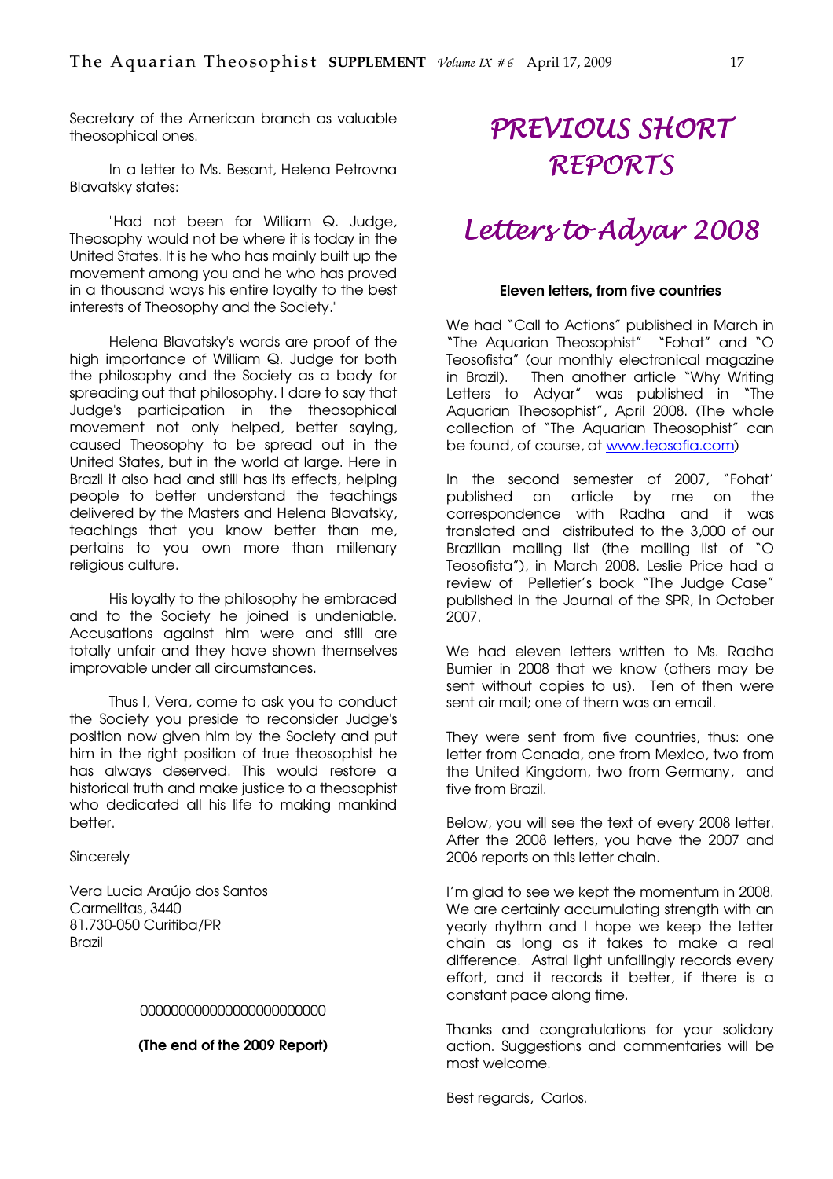Secretary of the American branch as valuable theosophical ones.

In a letter to Ms. Besant, Helena Petrovna Blavatsky states:

"Had not been for William Q. Judge, Theosophy would not be where it is today in the United States. It is he who has mainly built up the movement among you and he who has proved in a thousand ways his entire loyalty to the best interests of Theosophy and the Society."

Helena Blavatsky's words are proof of the high importance of William Q. Judge for both the philosophy and the Society as a body for spreading out that philosophy. I dare to say that Judge's participation in the theosophical movement not only helped, better saying, caused Theosophy to be spread out in the United States, but in the world at large. Here in Brazil it also had and still has its effects, helping people to better understand the teachings delivered by the Masters and Helena Blavatsky, teachings that you know better than me, pertains to you own more than millenary religious culture.

His loyalty to the philosophy he embraced and to the Society he joined is undeniable. Accusations against him were and still are totally unfair and they have shown themselves improvable under all circumstances.

Thus I, Vera, come to ask you to conduct the Society you preside to reconsider Judge's position now given him by the Society and put him in the right position of true theosophist he has always deserved. This would restore a historical truth and make justice to a theosophist who dedicated all his life to making mankind better.

Sincerely

Vera Lucia Araújo dos Santos
Carmelitas, 3440
81.730-050 Curitiba/PR
Brazil

000000000000000000000000

**(The end of the 2009 Report)**

# *PREVIOUS SHORT REPORTS*

# *Letters to Adyar 2008*

**Eleven letters, from five countries**

We had "Call to Actions" published in March in "The Aquarian Theosophist" "Fohat" and "O Teosofista" (our monthly electronical magazine in Brazil). Then another article "Why Writing Letters to Adyar" was published in "The Aquarian Theosophist", April 2008. (The whole collection of "The Aquarian Theosophist" can be found, of course, at www.teosofia.com)

In the second semester of 2007, 'Fohat' published an article by me on the correspondence with Radha and it was translated and distributed to the 3,000 of our Brazilian mailing list (the mailing list of "O Teosofista"), in March 2008. Leslie Price had a review of Pelletier's book "The Judge Case" published in the Journal of the SPR, in October 2007.

We had eleven letters written to Ms. Radha Burnier in 2008 that we know (others may be sent without copies to us). Ten of then were sent air mail; one of them was an email.

They were sent from five countries, thus: one letter from Canada, one from Mexico, two from the United Kingdom, two from Germany, and five from Brazil.

Below, you will see the text of every 2008 letter. After the 2008 letters, you have the 2007 and 2006 reports on this letter chain.

I'm glad to see we kept the momentum in 2008. We are certainly accumulating strength with an yearly rhythm and I hope we keep the letter chain as long as it takes to make a real difference. Astral light unfailingly records every effort, and it records it better, if there is a constant pace along time.

Thanks and congratulations for your solidary action. Suggestions and commentaries will be most welcome.

Best regards, Carlos.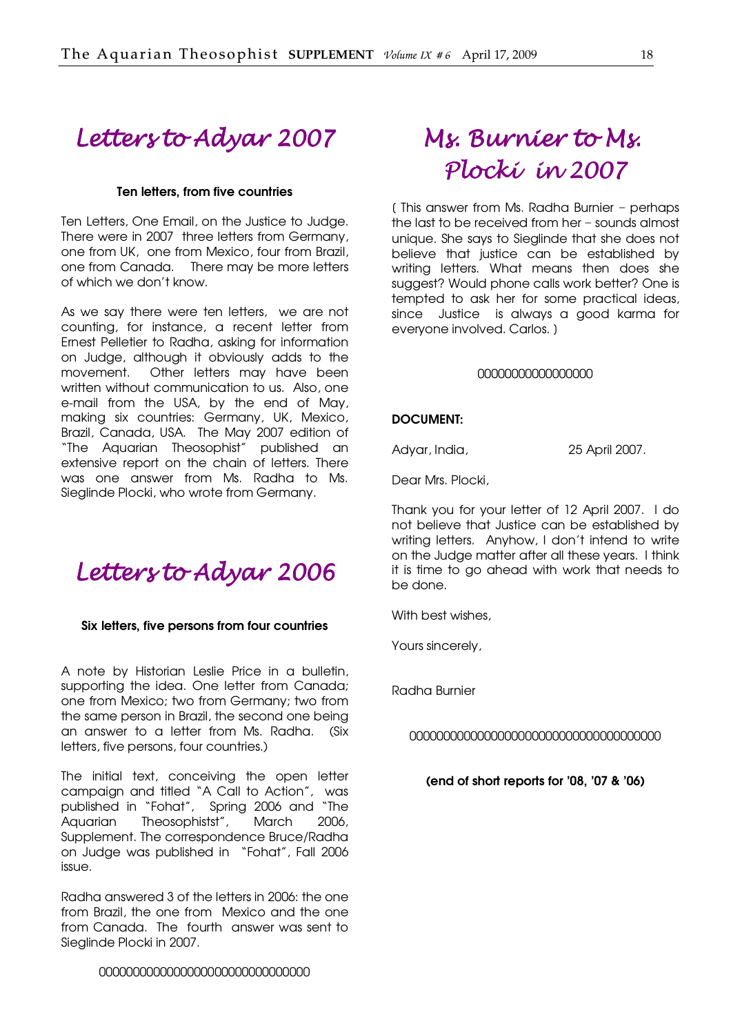## *Letters to Adyar 2007*

**Ten letters, from five countries**

Ten Letters, One Email, on the Justice to Judge. There were in 2007 three letters from Germany, one from UK, one from Mexico, four from Brazil, one from Canada. There may be more letters of which we don't know.

As we say there were ten letters, we are not counting, for instance, a recent letter from Ernest Pelletier to Radha, asking for information on Judge, although it obviously adds to the movement. Other letters may have been written without communication to us. Also, one e-mail from the USA, by the end of May, making six countries: Germany, UK, Mexico, Brazil, Canada, USA. The May 2007 edition of "The Aquarian Theosophist" published an extensive report on the chain of letters. There was one answer from Ms. Radha to Ms. Sieglinde Plocki, who wrote from Germany.

## *Letters to Adyar 2006*

**Six letters, five persons from four countries**

A note by Historian Leslie Price in a bulletin, supporting the idea. One letter from Canada; one from Mexico; two from Germany; two from the same person in Brazil, the second one being an answer to a letter from Ms. Radha. (Six letters, five persons, four countries.)

The initial text, conceiving the open letter campaign and titled "A Call to Action", was published in "Fohat", Spring 2006 and "The Aquarian Theosophistst", March 2006, Supplement. The correspondence Bruce/Radha on Judge was published in "Fohat", Fall 2006 issue.

Radha answered 3 of the letters in 2006: the one from Brazil, the one from Mexico and the one from Canada. The fourth answer was sent to Sieglinde Plocki in 2007.

000000000000000000000000000000

## *Ms. Burnier to Ms. Plocki in 2007*

( This answer from Ms. Radha Burnier – perhaps the last to be received from her – sounds almost unique. She says to Sieglinde that she does not believe that justice can be established by writing letters. What means then does she suggest? Would phone calls work better? One is tempted to ask her for some practical ideas, since Justice is always a good karma for everyone involved. Carlos. )

00000000000000000

**DOCUMENT:**

Adyar, India, 25 April 2007.

Dear Mrs. Plocki,

Thank you for your letter of 12 April 2007. I do not believe that Justice can be established by writing letters. Anyhow, I don't intend to write on the Judge matter after all these years. I think it is time to go ahead with work that needs to be done.

With best wishes,

Yours sincerely,

Radha Burnier

000000000000000000000000000000000000

**(end of short reports for '08, '07 & '06)**